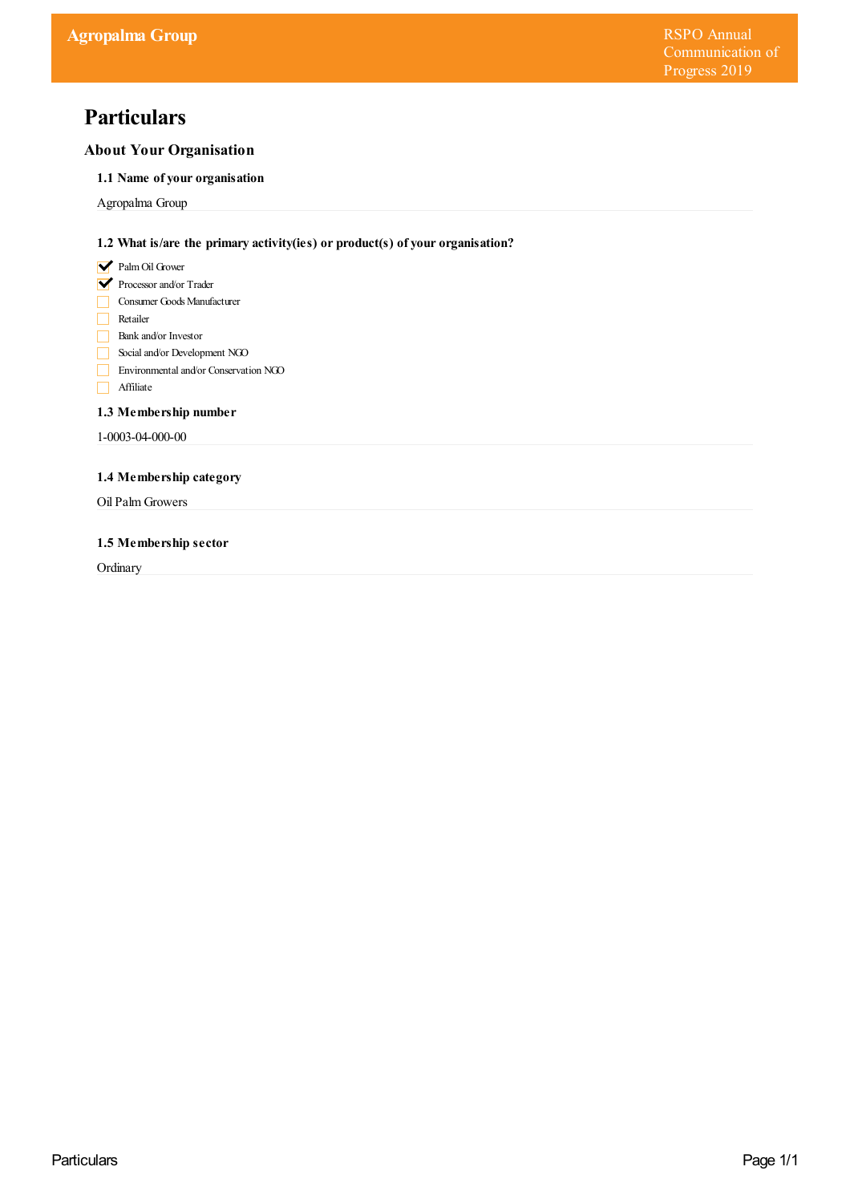# Particulars

## About Your Organisation

### 1.1 Name of your organisation

Agropalma Group

### 1.2 What is/are the primary activity(ies) or product(s) of your organisation?

- [x] Palm Oil Grower
- [x] Processor and/or Trader
- [ ] Consumer Goods Manufacturer
- [ ] Retailer
- [ ] Bank and/or Investor
- [ ] Social and/or Development NGO
- [ ] Environmental and/or Conservation NGO
- [ ] Affiliate

### 1.3 Membership number

1-0003-04-000-00

### 1.4 Membership category

Oil Palm Growers

### 1.5 Membership sector

Ordinary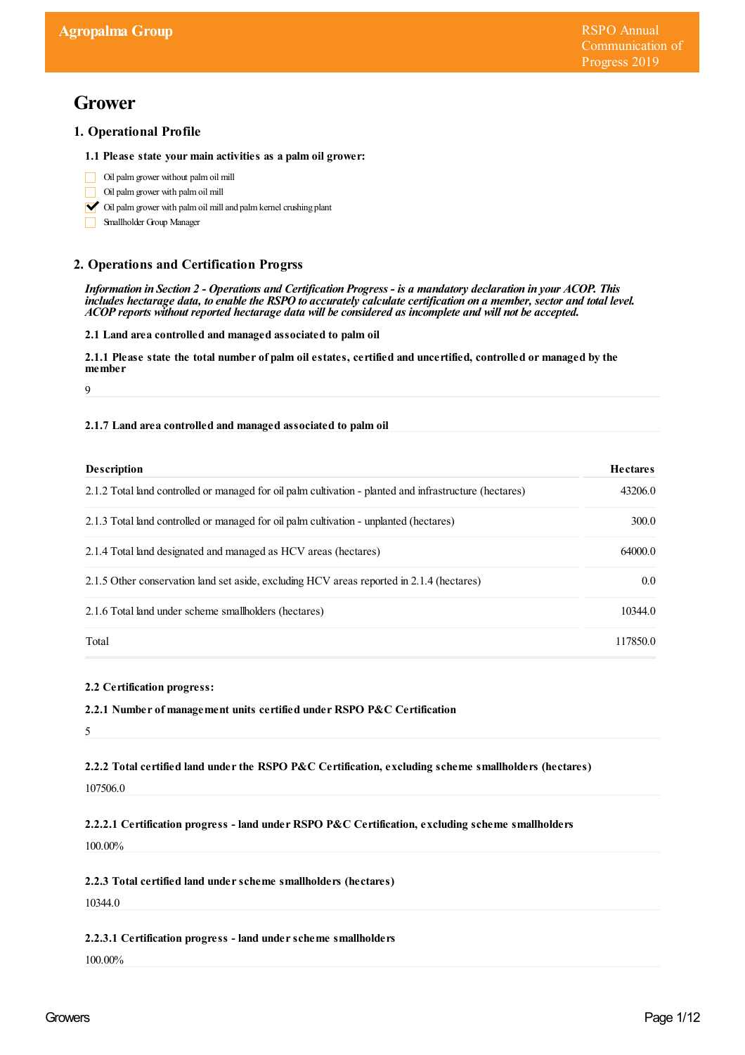# Grower

## 1. Operational Profile

### 1.1 Please state your main activities as a palm oil grower:

- [ ] Oil palm grower without palm oil mill
- [ ] Oil palm grower with palm oil mill
- [x] Oil palm grower with palm oil mill and palm kernel crushing plant
- [ ] Smallholder Group Manager

## 2. Operations and Certification Progrss

***Information in Section 2 - Operations and Certification Progress - is a mandatory declaration in your ACOP. This includes hectarage data, to enable the RSPO to accurately calculate certification on a member, sector and total level. ACOP reports without reported hectarage data will be considered as incomplete and will not be accepted.***

**2.1 Land area controlled and managed associated to palm oil**

**2.1.1 Please state the total number of palm oil estates, certified and uncertified, controlled or managed by the member**

9

**2.1.7 Land area controlled and managed associated to palm oil**

| Description | Hectares |
|---|---|
| 2.1.2 Total land controlled or managed for oil palm cultivation - planted and infrastructure (hectares) | 43206.0 |
| 2.1.3 Total land controlled or managed for oil palm cultivation - unplanted (hectares) | 300.0 |
| 2.1.4 Total land designated and managed as HCV areas (hectares) | 64000.0 |
| 2.1.5 Other conservation land set aside, excluding HCV areas reported in 2.1.4 (hectares) | 0.0 |
| 2.1.6 Total land under scheme smallholders (hectares) | 10344.0 |
| Total | 117850.0 |

**2.2 Certification progress:**

**2.2.1 Number of management units certified under RSPO P&C Certification**

5

**2.2.2 Total certified land under the RSPO P&C Certification, excluding scheme smallholders (hectares)**

107506.0

**2.2.2.1 Certification progress - land under RSPO P&C Certification, excluding scheme smallholders**

100.00%

**2.2.3 Total certified land under scheme smallholders (hectares)**

10344.0

**2.2.3.1 Certification progress - land under scheme smallholders**

100.00%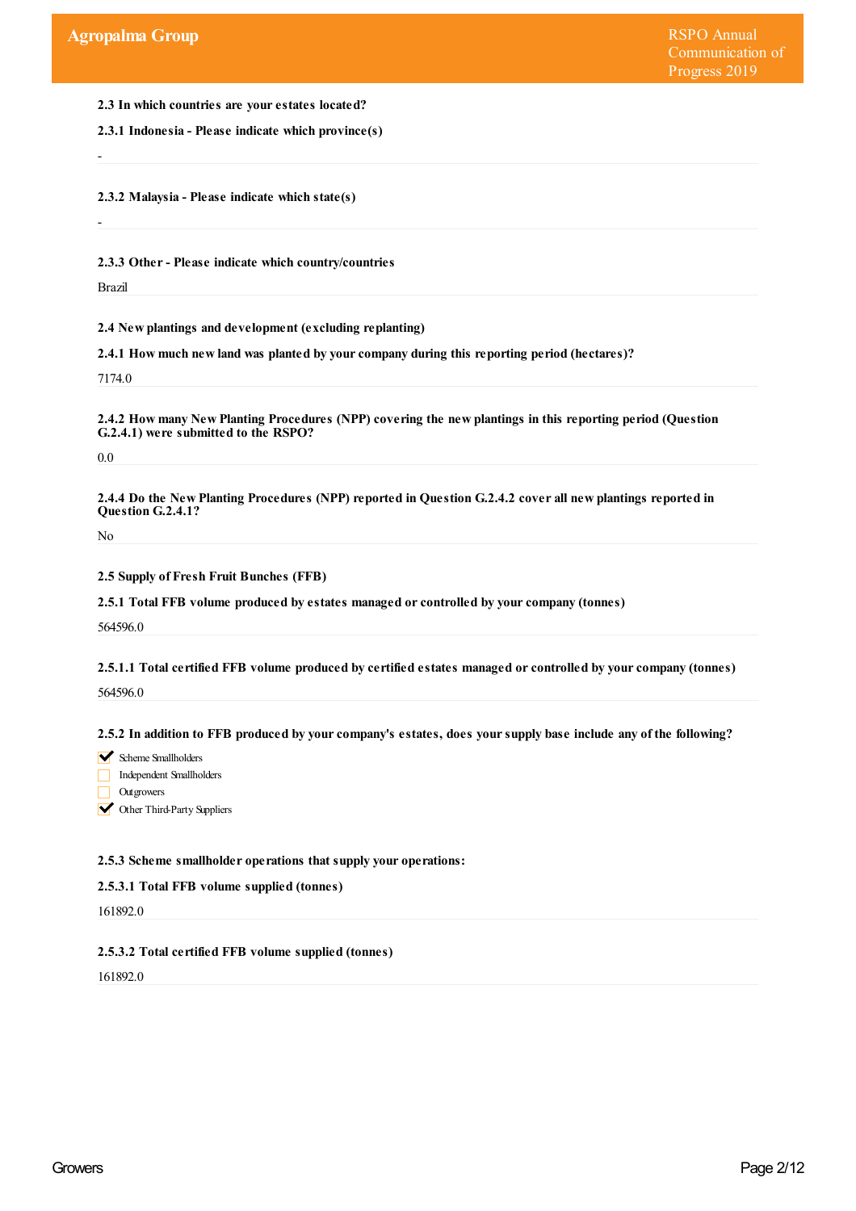**2.3 In which countries are your estates located?**

**2.3.1 Indonesia - Please indicate which province(s)**

-

**2.3.2 Malaysia - Please indicate which state(s)**

-

**2.3.3 Other - Please indicate which country/countries**

Brazil

**2.4 New plantings and development (excluding replanting)**

**2.4.1 How much new land was planted by your company during this reporting period (hectares)?**

7174.0

**2.4.2 How many New Planting Procedures (NPP) covering the new plantings in this reporting period (Question G.2.4.1) were submitted to the RSPO?**

0.0

**2.4.4 Do the New Planting Procedures (NPP) reported in Question G.2.4.2 cover all new plantings reported in Question G.2.4.1?**

No

**2.5 Supply of Fresh Fruit Bunches (FFB)**

**2.5.1 Total FFB volume produced by estates managed or controlled by your company (tonnes)**

564596.0

**2.5.1.1 Total certified FFB volume produced by certified estates managed or controlled by your company (tonnes)**

564596.0

**2.5.2 In addition to FFB produced by your company's estates, does your supply base include any of the following?**

- [x] Scheme Smallholders
- [ ] Independent Smallholders
- [ ] Outgrowers
- [x] Other Third-Party Suppliers

**2.5.3 Scheme smallholder operations that supply your operations:**

**2.5.3.1 Total FFB volume supplied (tonnes)**

161892.0

**2.5.3.2 Total certified FFB volume supplied (tonnes)**

161892.0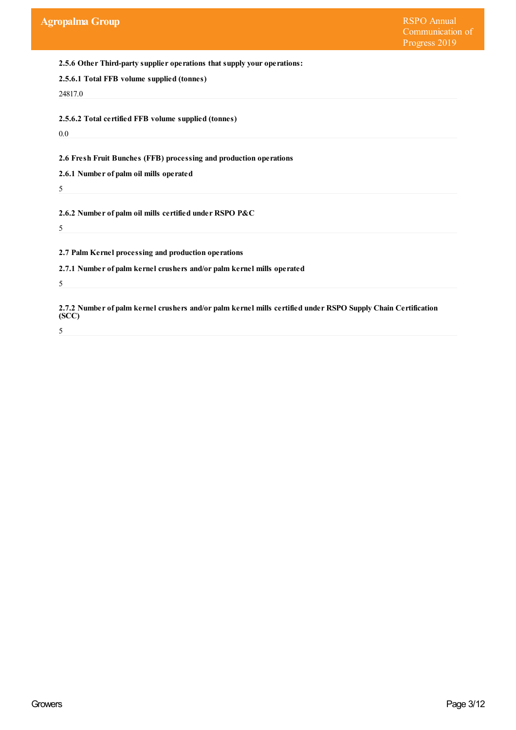**2.5.6 Other Third-party supplier operations that supply your operations:**

**2.5.6.1 Total FFB volume supplied (tonnes)**

24817.0

**2.5.6.2 Total certified FFB volume supplied (tonnes)**

0.0

**2.6 Fresh Fruit Bunches (FFB) processing and production operations**

**2.6.1 Number of palm oil mills operated**

5

**2.6.2 Number of palm oil mills certified under RSPO P&C**

5

**2.7 Palm Kernel processing and production operations**

**2.7.1 Number of palm kernel crushers and/or palm kernel mills operated**

5

**2.7.2 Number of palm kernel crushers and/or palm kernel mills certified under RSPO Supply Chain Certification (SCC)**

5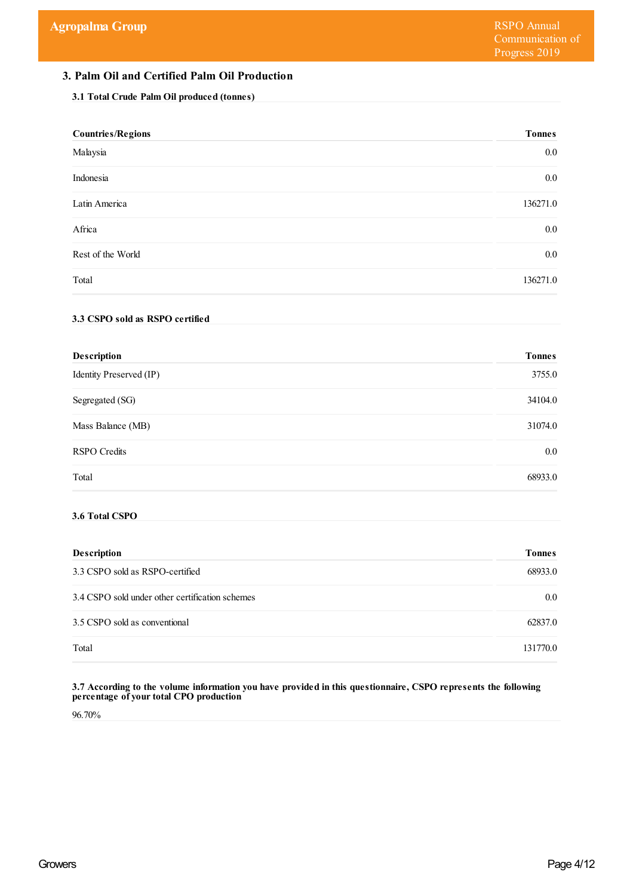## 3. Palm Oil and Certified Palm Oil Production

### 3.1 Total Crude Palm Oil produced (tonnes)

| Countries/Regions | Tonnes |
|---|---|
| Malaysia | 0.0 |
| Indonesia | 0.0 |
| Latin America | 136271.0 |
| Africa | 0.0 |
| Rest of the World | 0.0 |
| Total | 136271.0 |

### 3.3 CSPO sold as RSPO certified

| Description | Tonnes |
|---|---|
| Identity Preserved (IP) | 3755.0 |
| Segregated (SG) | 34104.0 |
| Mass Balance (MB) | 31074.0 |
| RSPO Credits | 0.0 |
| Total | 68933.0 |

### 3.6 Total CSPO

| Description | Tonnes |
|---|---|
| 3.3 CSPO sold as RSPO-certified | 68933.0 |
| 3.4 CSPO sold under other certification schemes | 0.0 |
| 3.5 CSPO sold as conventional | 62837.0 |
| Total | 131770.0 |

### 3.7 According to the volume information you have provided in this questionnaire, CSPO represents the following percentage of your total CPO production

96.70%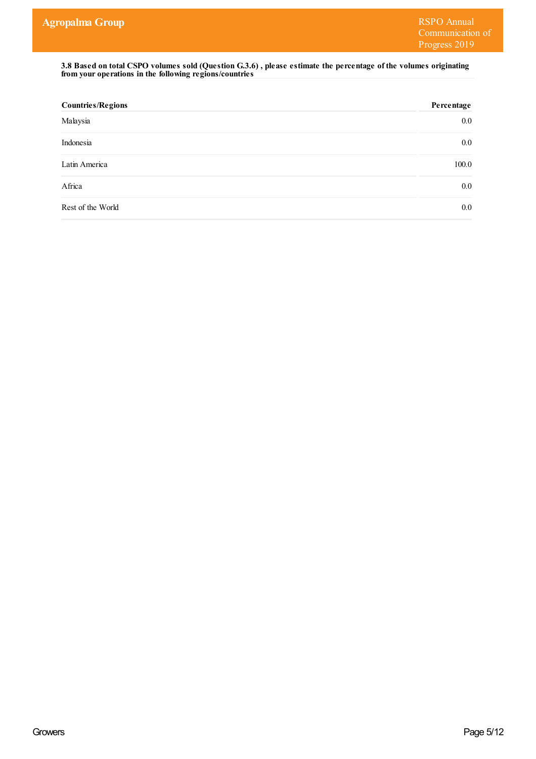**3.8 Based on total CSPO volumes sold (Question G.3.6) , please estimate the percentage of the volumes originating from your operations in the following regions/countries**

| Countries/Regions | Percentage |
|---|---|
| Malaysia | 0.0 |
| Indonesia | 0.0 |
| Latin America | 100.0 |
| Africa | 0.0 |
| Rest of the World | 0.0 |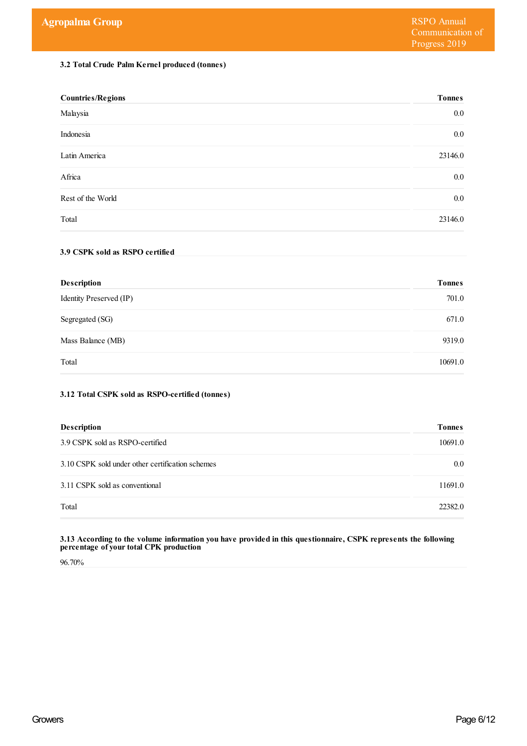### 3.2 Total Crude Palm Kernel produced (tonnes)

| Countries/Regions | Tonnes |
|---|---|
| Malaysia | 0.0 |
| Indonesia | 0.0 |
| Latin America | 23146.0 |
| Africa | 0.0 |
| Rest of the World | 0.0 |
| Total | 23146.0 |

### 3.9 CSPK sold as RSPO certified

| Description | Tonnes |
|---|---|
| Identity Preserved (IP) | 701.0 |
| Segregated (SG) | 671.0 |
| Mass Balance (MB) | 9319.0 |
| Total | 10691.0 |

### 3.12 Total CSPK sold as RSPO-certified (tonnes)

| Description | Tonnes |
|---|---|
| 3.9 CSPK sold as RSPO-certified | 10691.0 |
| 3.10 CSPK sold under other certification schemes | 0.0 |
| 3.11 CSPK sold as conventional | 11691.0 |
| Total | 22382.0 |

### 3.13 According to the volume information you have provided in this questionnaire, CSPK represents the following percentage of your total CPK production

96.70%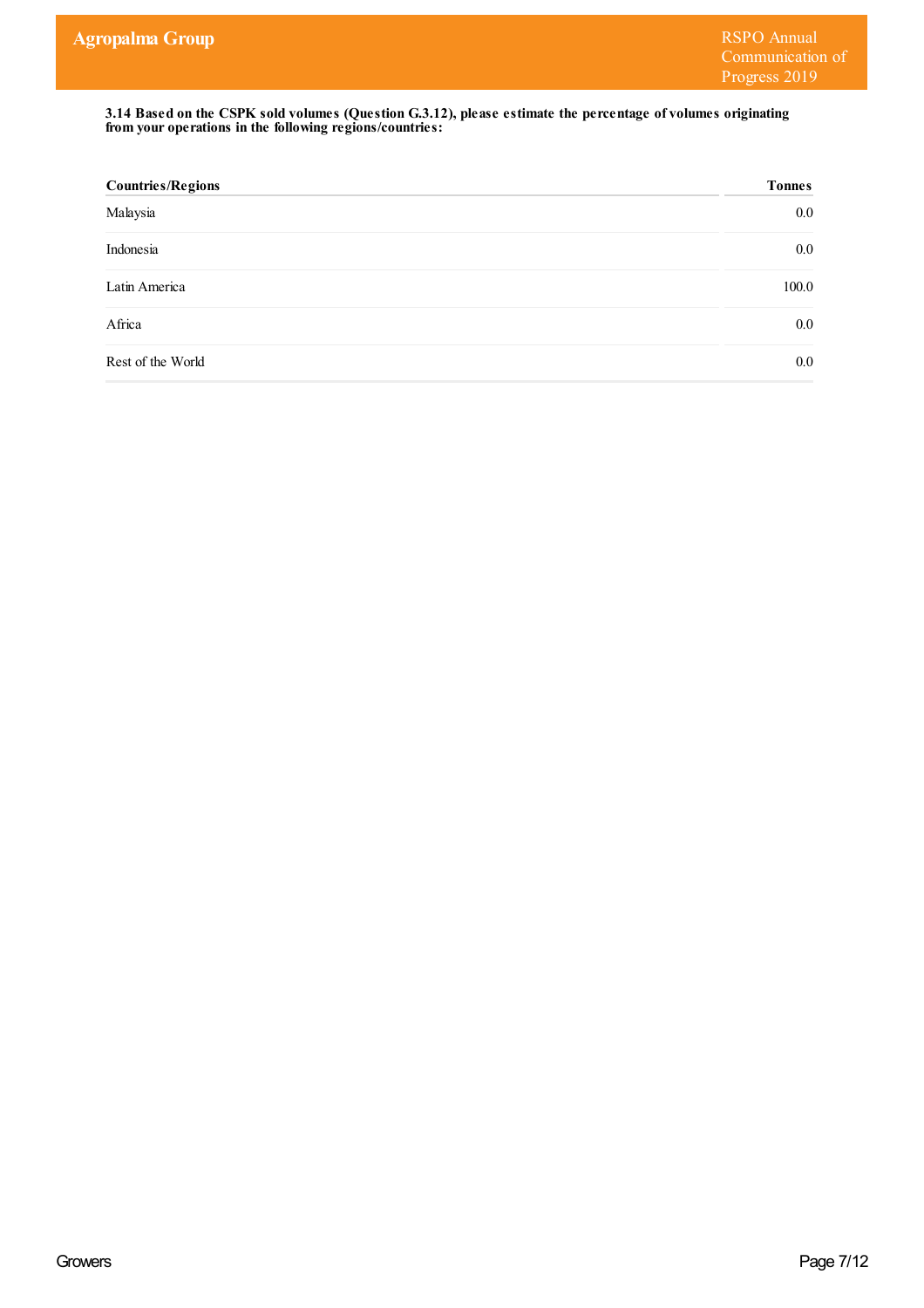**3.14 Based on the CSPK sold volumes (Question G.3.12), please estimate the percentage of volumes originating from your operations in the following regions/countries:**

| Countries/Regions | Tonnes |
|---|---|
| Malaysia | 0.0 |
| Indonesia | 0.0 |
| Latin America | 100.0 |
| Africa | 0.0 |
| Rest of the World | 0.0 |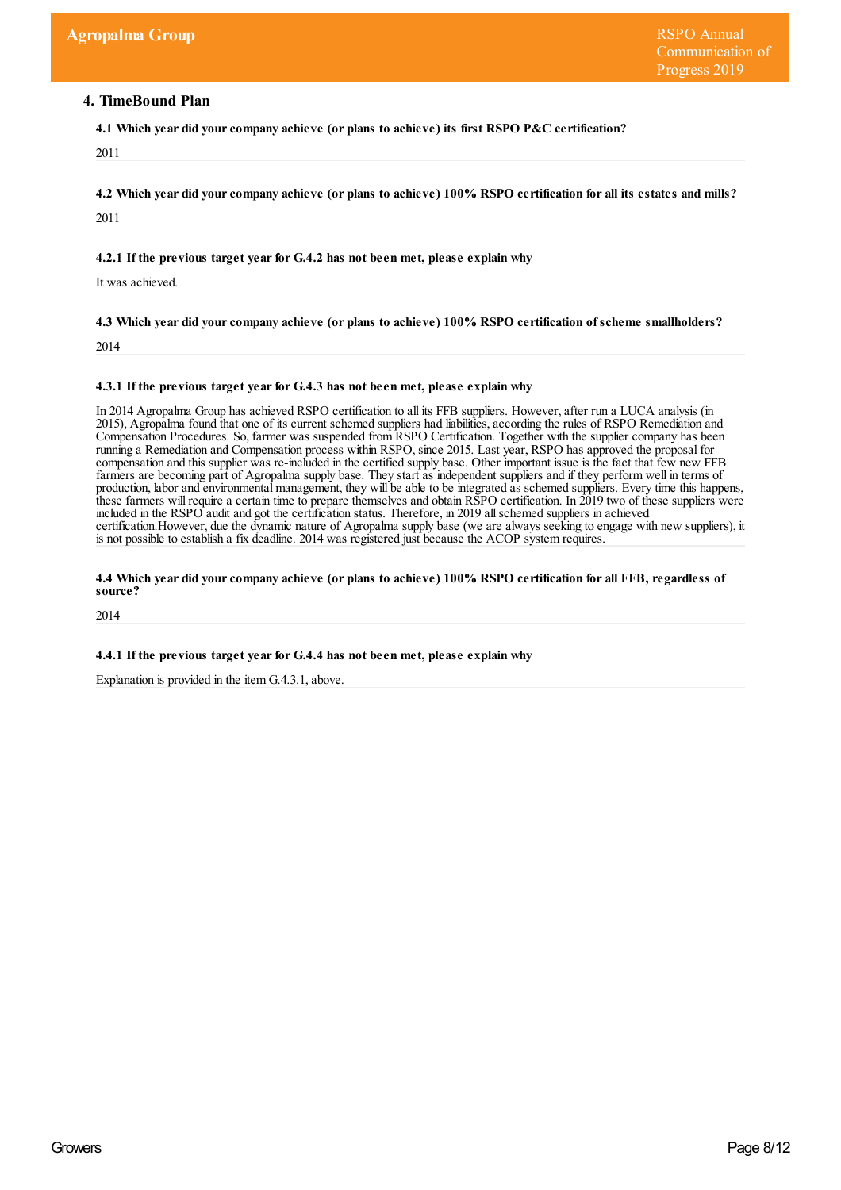## 4. TimeBound Plan

**4.1 Which year did your company achieve (or plans to achieve) its first RSPO P&C certification?**

2011

**4.2 Which year did your company achieve (or plans to achieve) 100% RSPO certification for all its estates and mills?**

2011

**4.2.1 If the previous target year for G.4.2 has not been met, please explain why**

It was achieved.

**4.3 Which year did your company achieve (or plans to achieve) 100% RSPO certification of scheme smallholders?**

2014

**4.3.1 If the previous target year for G.4.3 has not been met, please explain why**

In 2014 Agropalma Group has achieved RSPO certification to all its FFB suppliers. However, after run a LUCA analysis (in 2015), Agropalma found that one of its current schemed suppliers had liabilities, according the rules of RSPO Remediation and Compensation Procedures. So, farmer was suspended from RSPO Certification. Together with the supplier company has been running a Remediation and Compensation process within RSPO, since 2015. Last year, RSPO has approved the proposal for compensation and this supplier was re-included in the certified supply base. Other important issue is the fact that few new FFB farmers are becoming part of Agropalma supply base. They start as independent suppliers and if they perform well in terms of production, labor and environmental management, they will be able to be integrated as schemed suppliers. Every time this happens, these farmers will require a certain time to prepare themselves and obtain RSPO certification. In 2019 two of these suppliers were included in the RSPO audit and got the certification status. Therefore, in 2019 all schemed suppliers in achieved certification.However, due the dynamic nature of Agropalma supply base (we are always seeking to engage with new suppliers), it is not possible to establish a fix deadline. 2014 was registered just because the ACOP system requires.

**4.4 Which year did your company achieve (or plans to achieve) 100% RSPO certification for all FFB, regardless of source?**

2014

**4.4.1 If the previous target year for G.4.4 has not been met, please explain why**

Explanation is provided in the item G.4.3.1, above.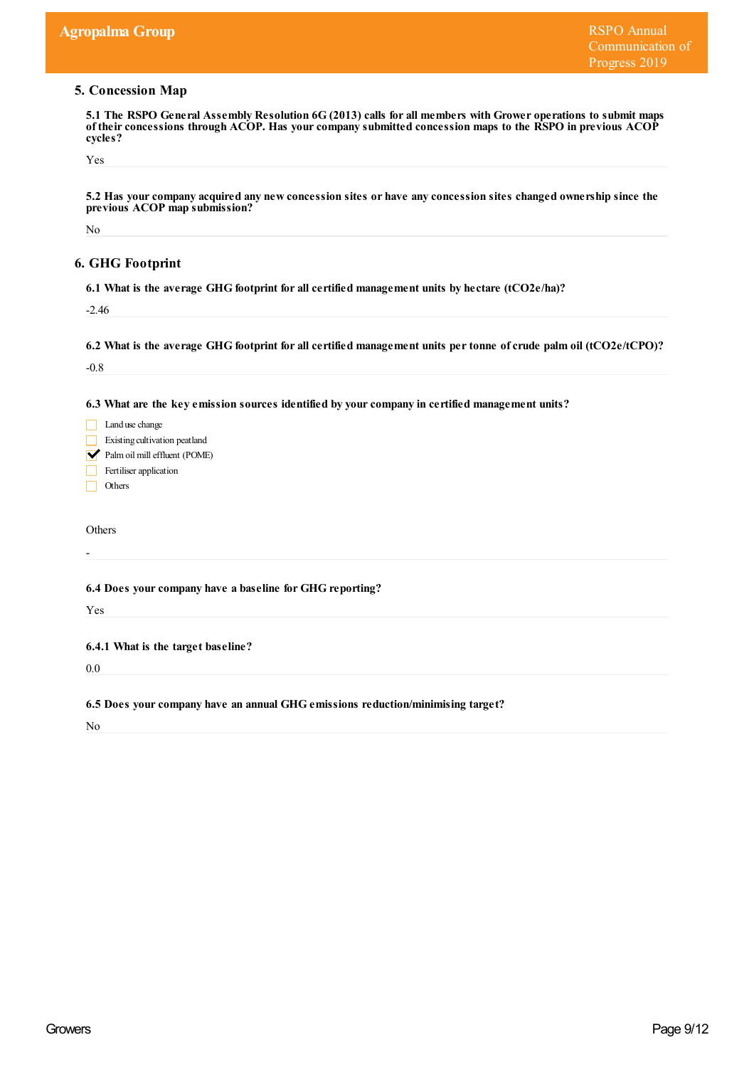## 5. Concession Map

**5.1 The RSPO General Assembly Resolution 6G (2013) calls for all members with Grower operations to submit maps of their concessions through ACOP. Has your company submitted concession maps to the RSPO in previous ACOP cycles?**

Yes

**5.2 Has your company acquired any new concession sites or have any concession sites changed ownership since the previous ACOP map submission?**

No

## 6. GHG Footprint

**6.1 What is the average GHG footprint for all certified management units by hectare (tCO2e/ha)?**

-2.46

**6.2 What is the average GHG footprint for all certified management units per tonne of crude palm oil (tCO2e/tCPO)?**

-0.8

**6.3 What are the key emission sources identified by your company in certified management units?**

- [ ] Land use change
- [ ] Existing cultivation peatland
- [x] Palm oil mill effluent (POME)
- [ ] Fertiliser application
- [ ] Others

Others

-

**6.4 Does your company have a baseline for GHG reporting?**

Yes

**6.4.1 What is the target baseline?**

0.0

**6.5 Does your company have an annual GHG emissions reduction/minimising target?**

No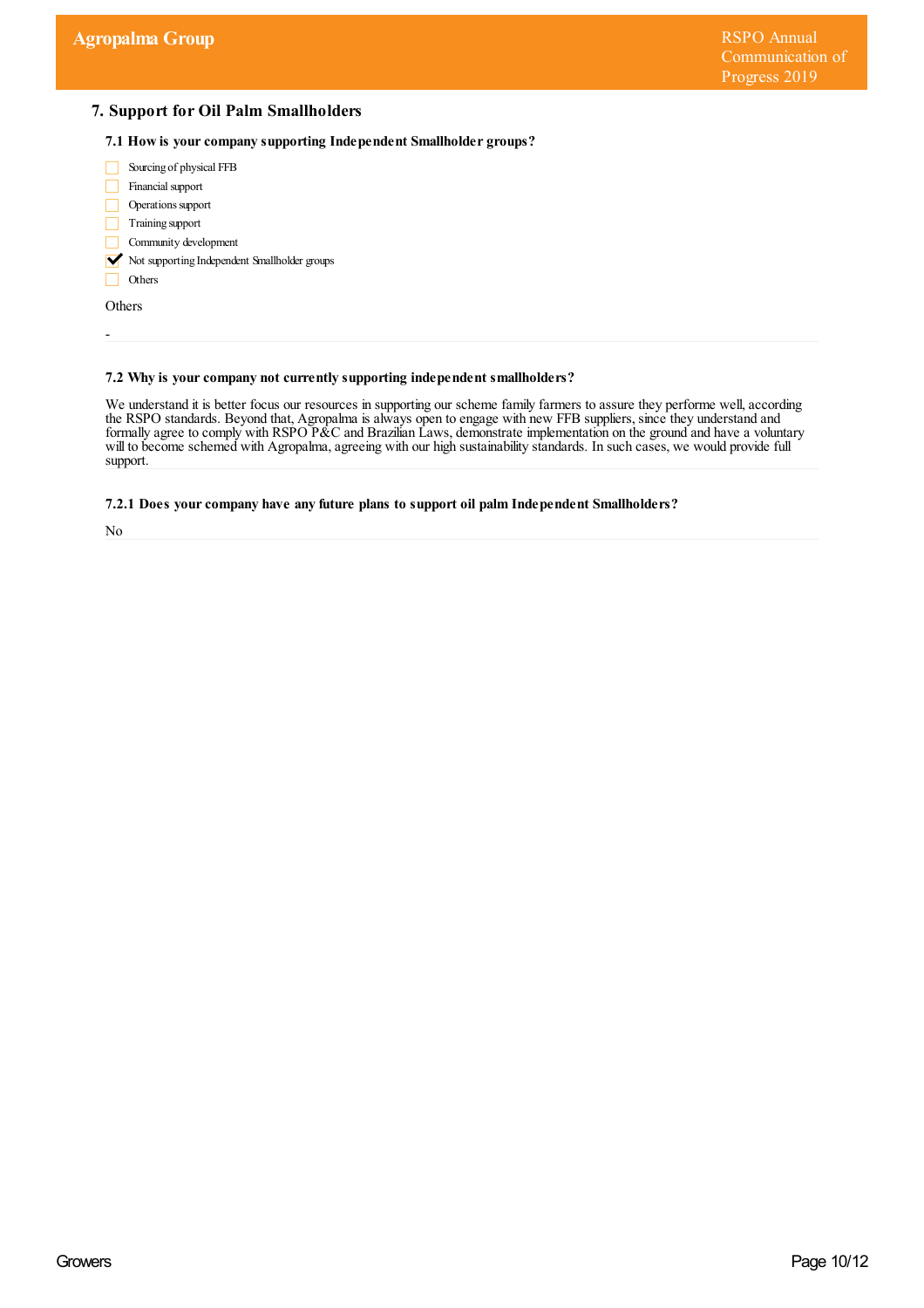## 7. Support for Oil Palm Smallholders

### 7.1 How is your company supporting Independent Smallholder groups?

- [ ] Sourcing of physical FFB
- [ ] Financial support
- [ ] Operations support
- [ ] Training support
- [ ] Community development
- [x] Not supporting Independent Smallholder groups
- [ ] Others

Others

-

### 7.2 Why is your company not currently supporting independent smallholders?

We understand it is better focus our resources in supporting our scheme family farmers to assure they performe well, according the RSPO standards. Beyond that, Agropalma is always open to engage with new FFB suppliers, since they understand and formally agree to comply with RSPO P&C and Brazilian Laws, demonstrate implementation on the ground and have a voluntary will to become schemed with Agropalma, agreeing with our high sustainability standards. In such cases, we would provide full support.

### 7.2.1 Does your company have any future plans to support oil palm Independent Smallholders?

No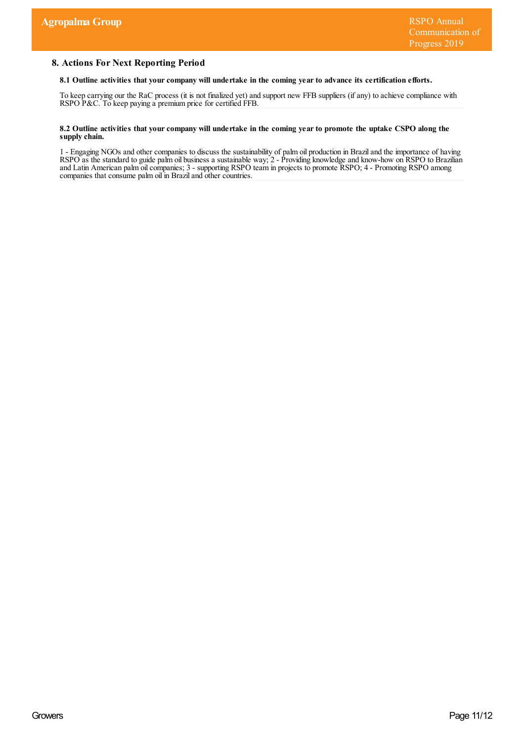## 8. Actions For Next Reporting Period

### 8.1 Outline activities that your company will undertake in the coming year to advance its certification efforts.

To keep carrying our the RaC process (it is not finalized yet) and support new FFB suppliers (if any) to achieve compliance with RSPO P&C. To keep paying a premium price for certified FFB.

### 8.2 Outline activities that your company will undertake in the coming year to promote the uptake CSPO along the supply chain.

1 - Engaging NGOs and other companies to discuss the sustainability of palm oil production in Brazil and the importance of having RSPO as the standard to guide palm oil business a sustainable way; 2 - Providing knowledge and know-how on RSPO to Brazilian and Latin American palm oil companies; 3 - supporting RSPO team in projects to promote RSPO; 4 - Promoting RSPO among companies that consume palm oil in Brazil and other countries.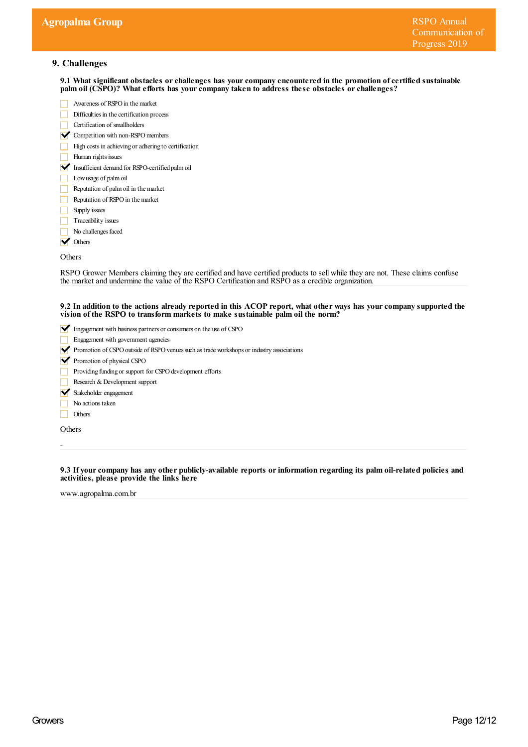## 9. Challenges

**9.1 What significant obstacles or challenges has your company encountered in the promotion of certified sustainable palm oil (CSPO)? What efforts has your company taken to address these obstacles or challenges?**

- [ ] Awareness of RSPO in the market
- [ ] Difficulties in the certification process
- [ ] Certification of smallholders
- [x] Competition with non-RSPO members
- [ ] High costs in achieving or adhering to certification
- [ ] Human rights issues
- [x] Insufficient demand for RSPO-certified palm oil
- [ ] Low usage of palm oil
- [ ] Reputation of palm oil in the market
- [ ] Reputation of RSPO in the market
- [ ] Supply issues
- [ ] Traceability issues
- [ ] No challenges faced
- [x] Others

Others

RSPO Grower Members claiming they are certified and have certified products to sell while they are not. These claims confuse the market and undermine the value of the RSPO Certification and RSPO as a credible organization.

**9.2 In addition to the actions already reported in this ACOP report, what other ways has your company supported the vision of the RSPO to transform markets to make sustainable palm oil the norm?**

- [x] Engagement with business partners or consumers on the use of CSPO
- [ ] Engagement with government agencies
- [x] Promotion of CSPO outside of RSPO venues such as trade workshops or industry associations
- [x] Promotion of physical CSPO
- [ ] Providing funding or support for CSPO development efforts
- [ ] Research & Development support
- [x] Stakeholder engagement
- [ ] No actions taken
- [ ] Others

Others

-

**9.3 If your company has any other publicly-available reports or information regarding its palm oil-related policies and activities, please provide the links here**

www.agropalma.com.br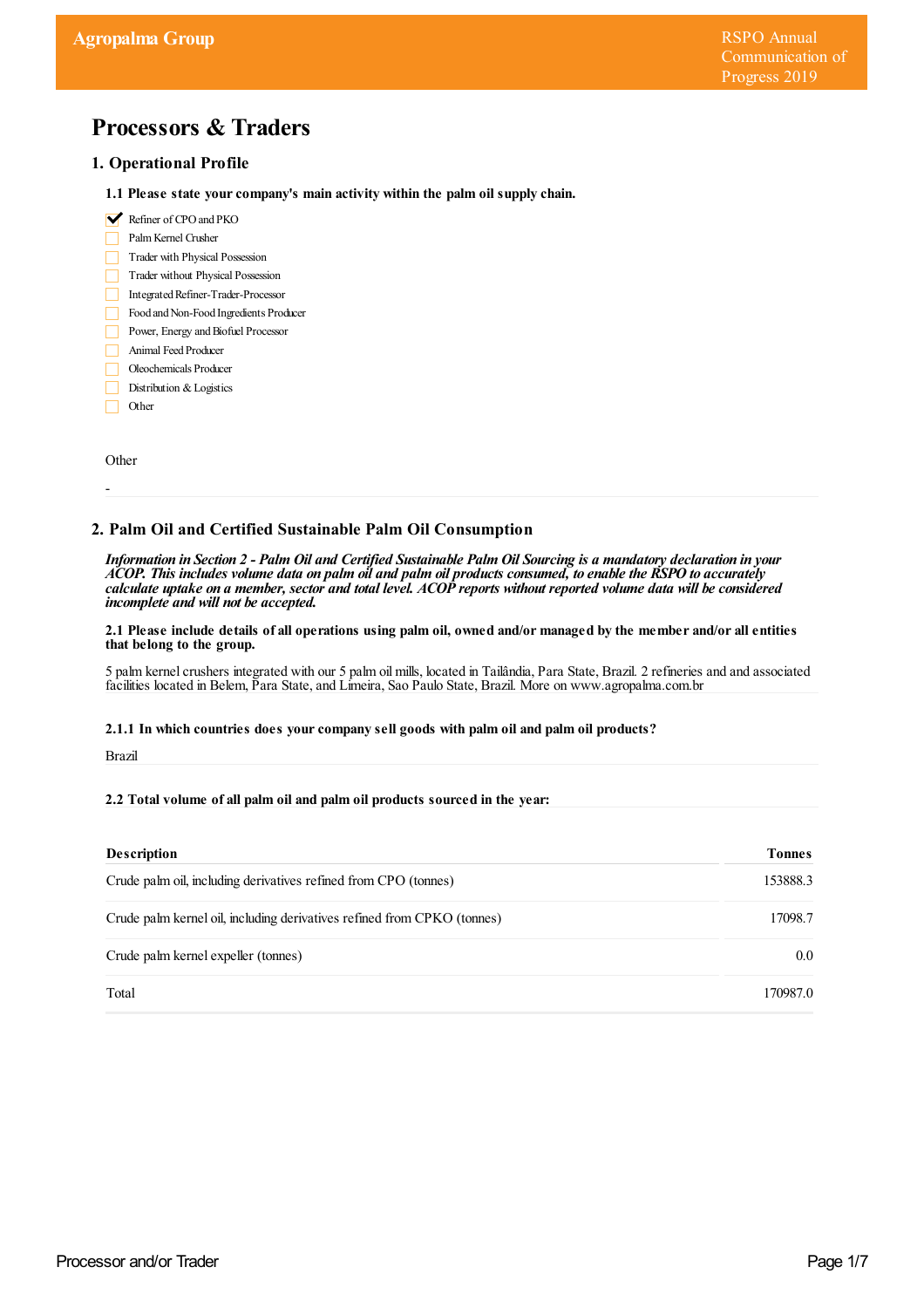# Processors & Traders

## 1. Operational Profile

### 1.1 Please state your company's main activity within the palm oil supply chain.

- [x] Refiner of CPO and PKO
- [ ] Palm Kernel Crusher
- [ ] Trader with Physical Possession
- [ ] Trader without Physical Possession
- [ ] Integrated Refiner-Trader-Processor
- [ ] Food and Non-Food Ingredients Producer
- [ ] Power, Energy and Biofuel Processor
- [ ] Animal Feed Producer
- [ ] Oleochemicals Producer
- [ ] Distribution & Logistics
- [ ] Other

Other

-

## 2. Palm Oil and Certified Sustainable Palm Oil Consumption

***Information in Section 2 - Palm Oil and Certified Sustainable Palm Oil Sourcing is a mandatory declaration in your ACOP. This includes volume data on palm oil and palm oil products consumed, to enable the RSPO to accurately calculate uptake on a member, sector and total level. ACOP reports without reported volume data will be considered incomplete and will not be accepted.***

### 2.1 Please include details of all operations using palm oil, owned and/or managed by the member and/or all entities that belong to the group.

5 palm kernel crushers integrated with our 5 palm oil mills, located in Tailândia, Para State, Brazil. 2 refineries and and associated facilities located in Belem, Para State, and Limeira, Sao Paulo State, Brazil. More on www.agropalma.com.br

### 2.1.1 In which countries does your company sell goods with palm oil and palm oil products?

Brazil

### 2.2 Total volume of all palm oil and palm oil products sourced in the year:

| Description | Tonnes |
|---|---|
| Crude palm oil, including derivatives refined from CPO (tonnes) | 153888.3 |
| Crude palm kernel oil, including derivatives refined from CPKO (tonnes) | 17098.7 |
| Crude palm kernel expeller (tonnes) | 0.0 |
| Total | 170987.0 |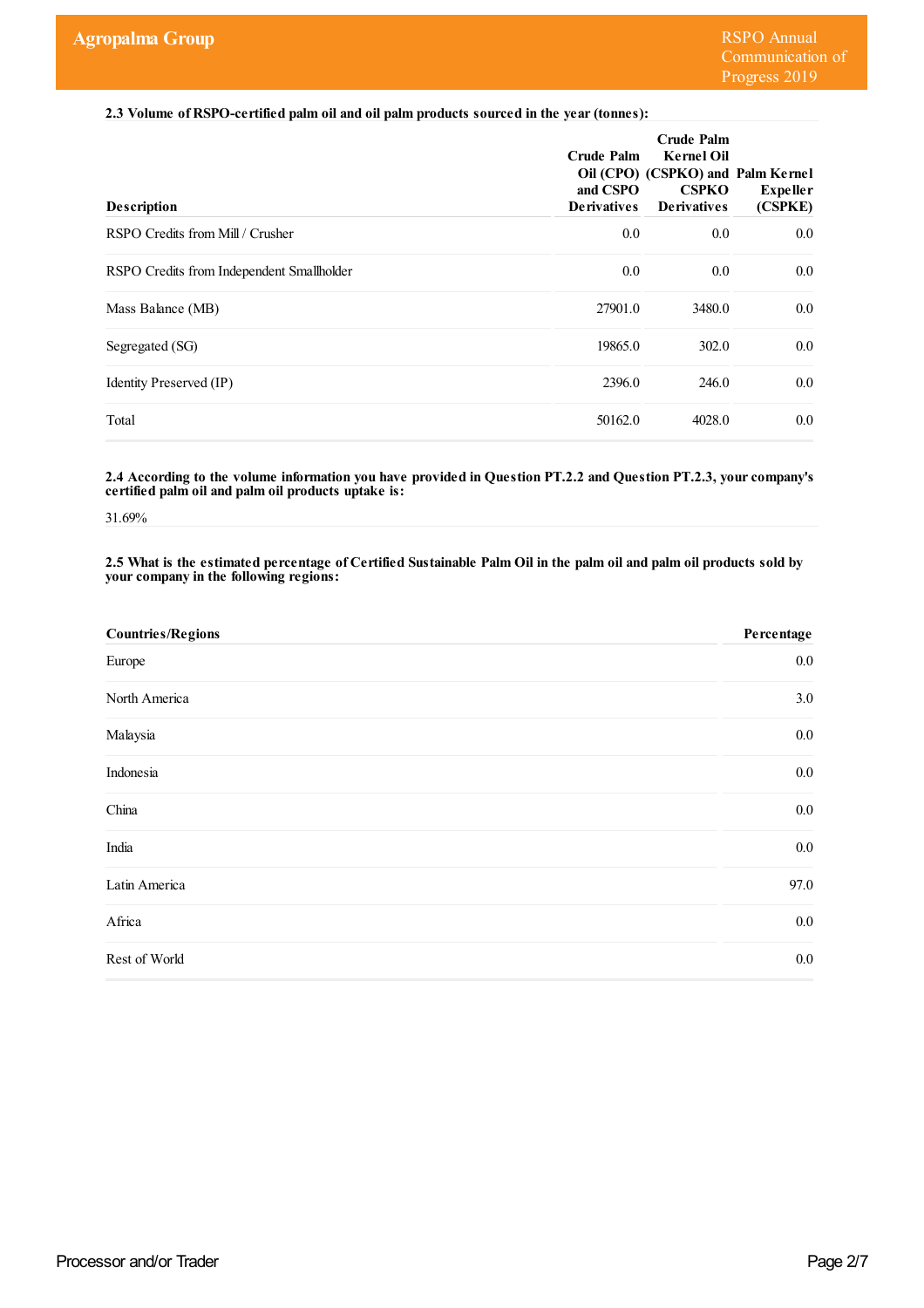**2.3 Volume of RSPO-certified palm oil and oil palm products sourced in the year (tonnes):**

| Description | Crude Palm Oil (CPO) and CSPO Derivatives | Crude Palm Kernel Oil (CSPKO) and CSPKO Derivatives | Palm Kernel Expeller (CSPKE) |
|---|---|---|---|
| RSPO Credits from Mill / Crusher | 0.0 | 0.0 | 0.0 |
| RSPO Credits from Independent Smallholder | 0.0 | 0.0 | 0.0 |
| Mass Balance (MB) | 27901.0 | 3480.0 | 0.0 |
| Segregated (SG) | 19865.0 | 302.0 | 0.0 |
| Identity Preserved (IP) | 2396.0 | 246.0 | 0.0 |
| Total | 50162.0 | 4028.0 | 0.0 |

**2.4 According to the volume information you have provided in Question PT.2.2 and Question PT.2.3, your company's certified palm oil and palm oil products uptake is:**

31.69%

**2.5 What is the estimated percentage of Certified Sustainable Palm Oil in the palm oil and palm oil products sold by your company in the following regions:**

| Countries/Regions | Percentage |
|---|---|
| Europe | 0.0 |
| North America | 3.0 |
| Malaysia | 0.0 |
| Indonesia | 0.0 |
| China | 0.0 |
| India | 0.0 |
| Latin America | 97.0 |
| Africa | 0.0 |
| Rest of World | 0.0 |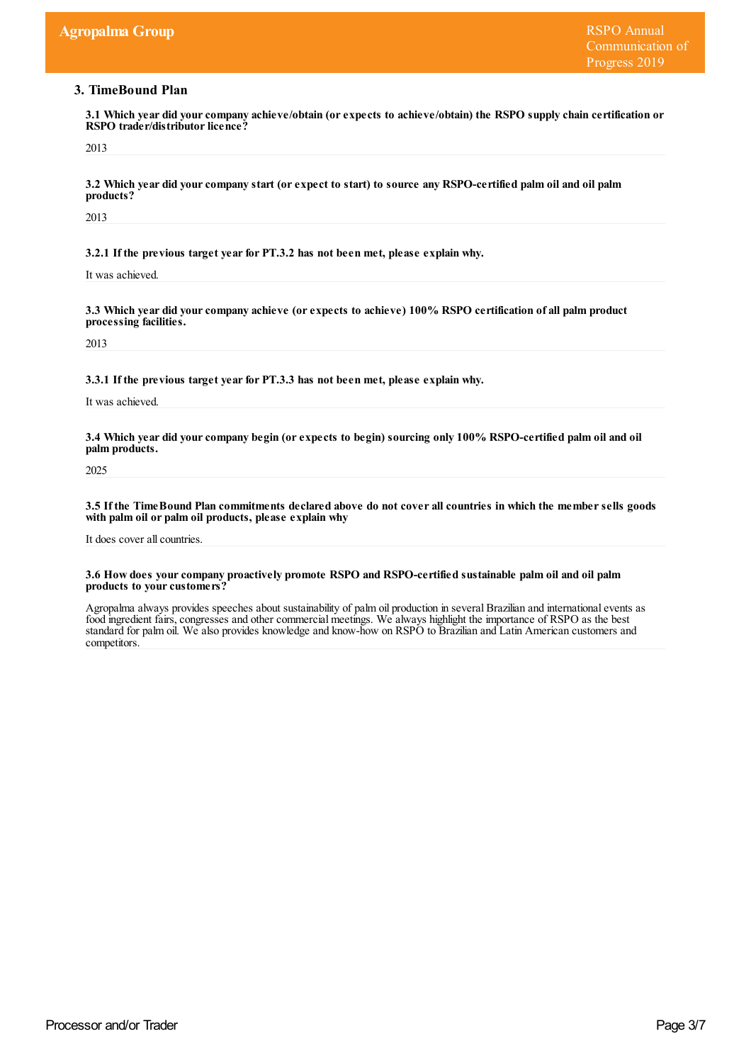## 3. TimeBound Plan

**3.1 Which year did your company achieve/obtain (or expects to achieve/obtain) the RSPO supply chain certification or RSPO trader/distributor licence?**

2013

**3.2 Which year did your company start (or expect to start) to source any RSPO-certified palm oil and oil palm products?**

2013

**3.2.1 If the previous target year for PT.3.2 has not been met, please explain why.**

It was achieved.

**3.3 Which year did your company achieve (or expects to achieve) 100% RSPO certification of all palm product processing facilities.**

2013

**3.3.1 If the previous target year for PT.3.3 has not been met, please explain why.**

It was achieved.

**3.4 Which year did your company begin (or expects to begin) sourcing only 100% RSPO-certified palm oil and oil palm products.**

2025

**3.5 If the TimeBound Plan commitments declared above do not cover all countries in which the member sells goods with palm oil or palm oil products, please explain why**

It does cover all countries.

**3.6 How does your company proactively promote RSPO and RSPO-certified sustainable palm oil and oil palm products to your customers?**

Agropalma always provides speeches about sustainability of palm oil production in several Brazilian and international events as food ingredient fairs, congresses and other commercial meetings. We always highlight the importance of RSPO as the best standard for palm oil. We also provides knowledge and know-how on RSPO to Brazilian and Latin American customers and competitors.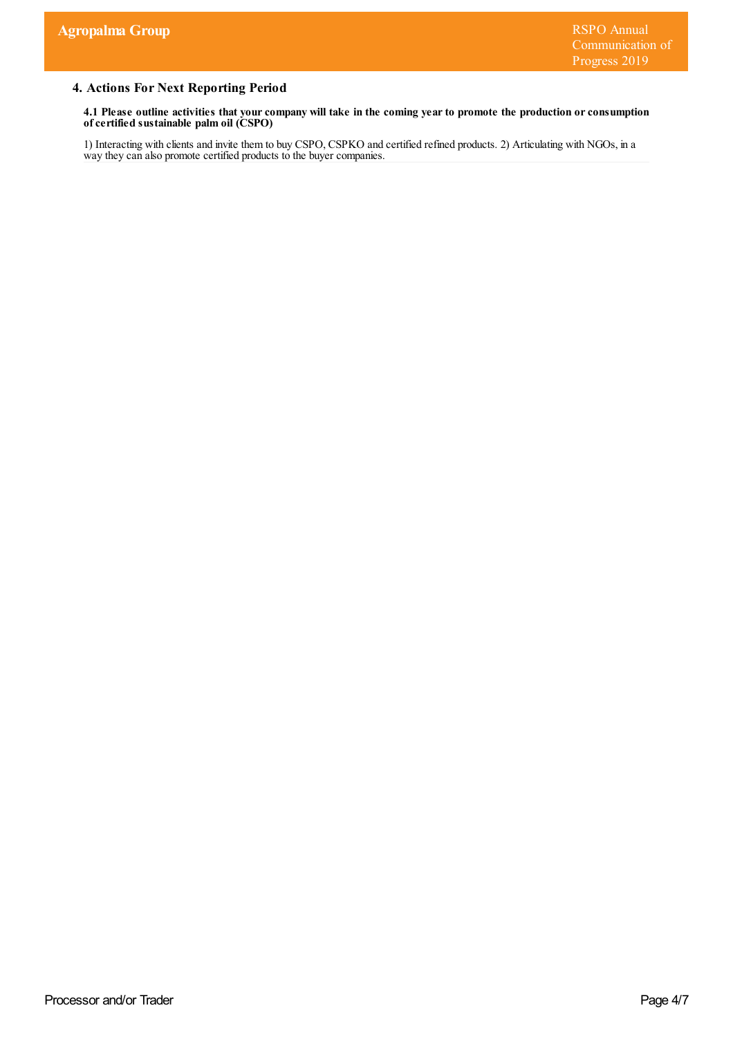## 4. Actions For Next Reporting Period

**4.1 Please outline activities that your company will take in the coming year to promote the production or consumption of certified sustainable palm oil (CSPO)**

1) Interacting with clients and invite them to buy CSPO, CSPKO and certified refined products. 2) Articulating with NGOs, in a way they can also promote certified products to the buyer companies.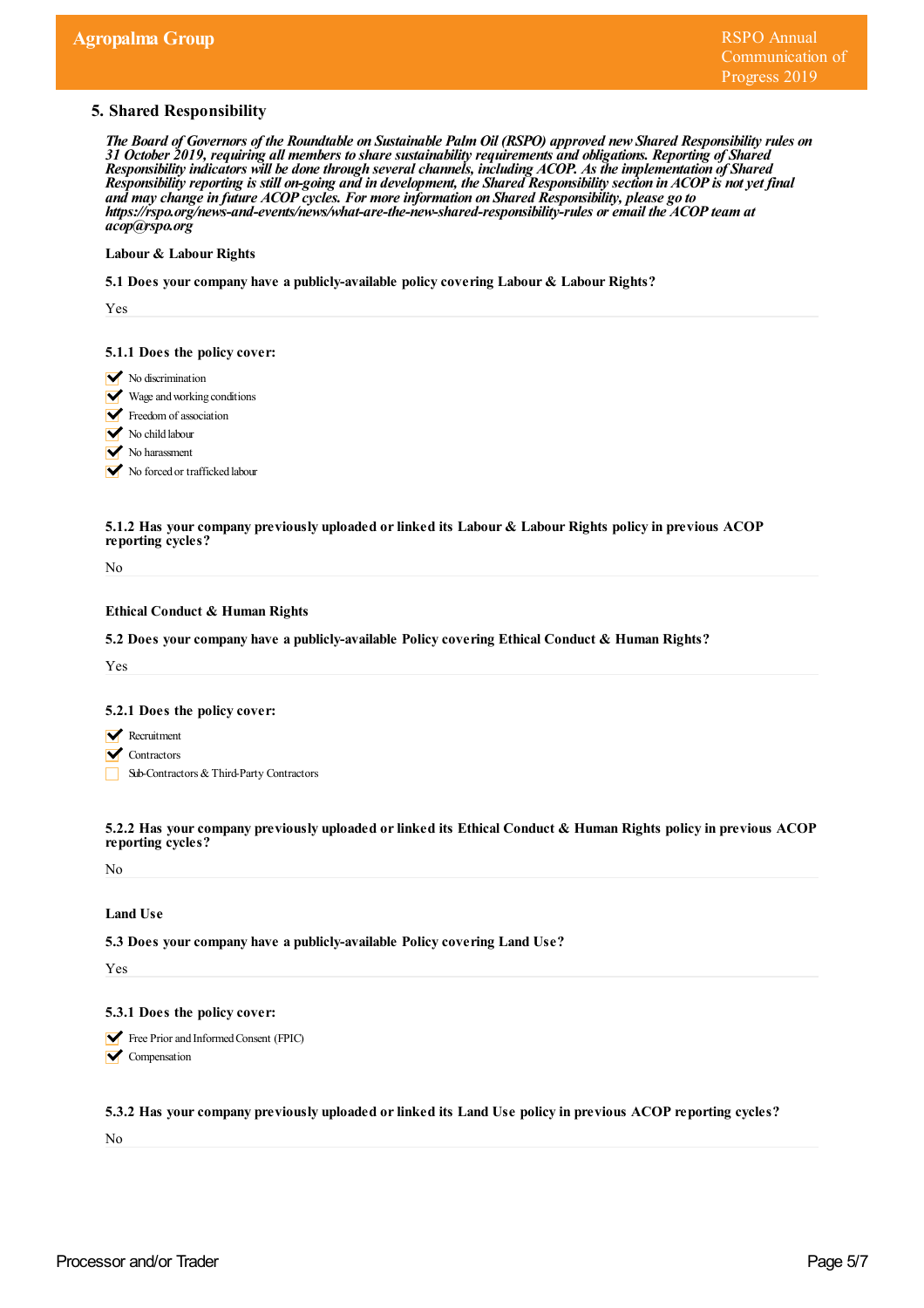## 5. Shared Responsibility

***The Board of Governors of the Roundtable on Sustainable Palm Oil (RSPO) approved new Shared Responsibility rules on 31 October 2019, requiring all members to share sustainability requirements and obligations. Reporting of Shared Responsibility indicators will be done through several channels, including ACOP. As the implementation of Shared Responsibility reporting is still on-going and in development, the Shared Responsibility section in ACOP is not yet final and may change in future ACOP cycles. For more information on Shared Responsibility, please go to https://rspo.org/news-and-events/news/what-are-the-new-shared-responsibility-rules or email the ACOP team at acop@rspo.org***

**Labour & Labour Rights**

**5.1 Does your company have a publicly-available policy covering Labour & Labour Rights?**

Yes

**5.1.1 Does the policy cover:**

- [x] No discrimination
- [x] Wage and working conditions
- [x] Freedom of association
- [x] No child labour
- [x] No harassment
- [x] No forced or trafficked labour

**5.1.2 Has your company previously uploaded or linked its Labour & Labour Rights policy in previous ACOP reporting cycles?**

No

**Ethical Conduct & Human Rights**

**5.2 Does your company have a publicly-available Policy covering Ethical Conduct & Human Rights?**

Yes

**5.2.1 Does the policy cover:**

- [x] Recruitment
- [x] Contractors
- [ ] Sub-Contractors & Third-Party Contractors

**5.2.2 Has your company previously uploaded or linked its Ethical Conduct & Human Rights policy in previous ACOP reporting cycles?**

No

**Land Use**

**5.3 Does your company have a publicly-available Policy covering Land Use?**

Yes

**5.3.1 Does the policy cover:**

- [x] Free Prior and Informed Consent (FPIC)
- [x] Compensation

**5.3.2 Has your company previously uploaded or linked its Land Use policy in previous ACOP reporting cycles?**

No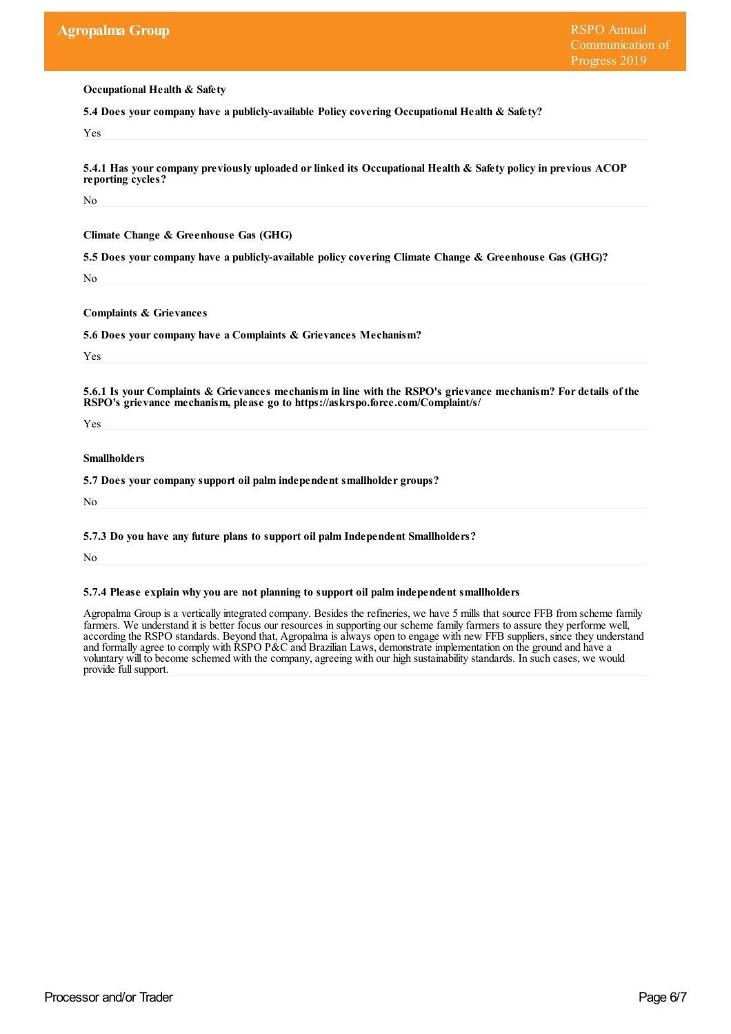**Occupational Health & Safety**

**5.4 Does your company have a publicly-available Policy covering Occupational Health & Safety?**

Yes

**5.4.1 Has your company previously uploaded or linked its Occupational Health & Safety policy in previous ACOP reporting cycles?**

No

**Climate Change & Greenhouse Gas (GHG)**

**5.5 Does your company have a publicly-available policy covering Climate Change & Greenhouse Gas (GHG)?**

No

**Complaints & Grievances**

**5.6 Does your company have a Complaints & Grievances Mechanism?**

Yes

**5.6.1 Is your Complaints & Grievances mechanism in line with the RSPO's grievance mechanism? For details of the RSPO's grievance mechanism, please go to https://askrspo.force.com/Complaint/s/**

Yes

**Smallholders**

**5.7 Does your company support oil palm independent smallholder groups?**

No

**5.7.3 Do you have any future plans to support oil palm Independent Smallholders?**

No

**5.7.4 Please explain why you are not planning to support oil palm independent smallholders**

Agropalma Group is a vertically integrated company. Besides the refineries, we have 5 mills that source FFB from scheme family farmers. We understand it is better focus our resources in supporting our scheme family farmers to assure they performe well, according the RSPO standards. Beyond that, Agropalma is always open to engage with new FFB suppliers, since they understand and formally agree to comply with RSPO P&C and Brazilian Laws, demonstrate implementation on the ground and have a voluntary will to become schemed with the company, agreeing with our high sustainability standards. In such cases, we would provide full support.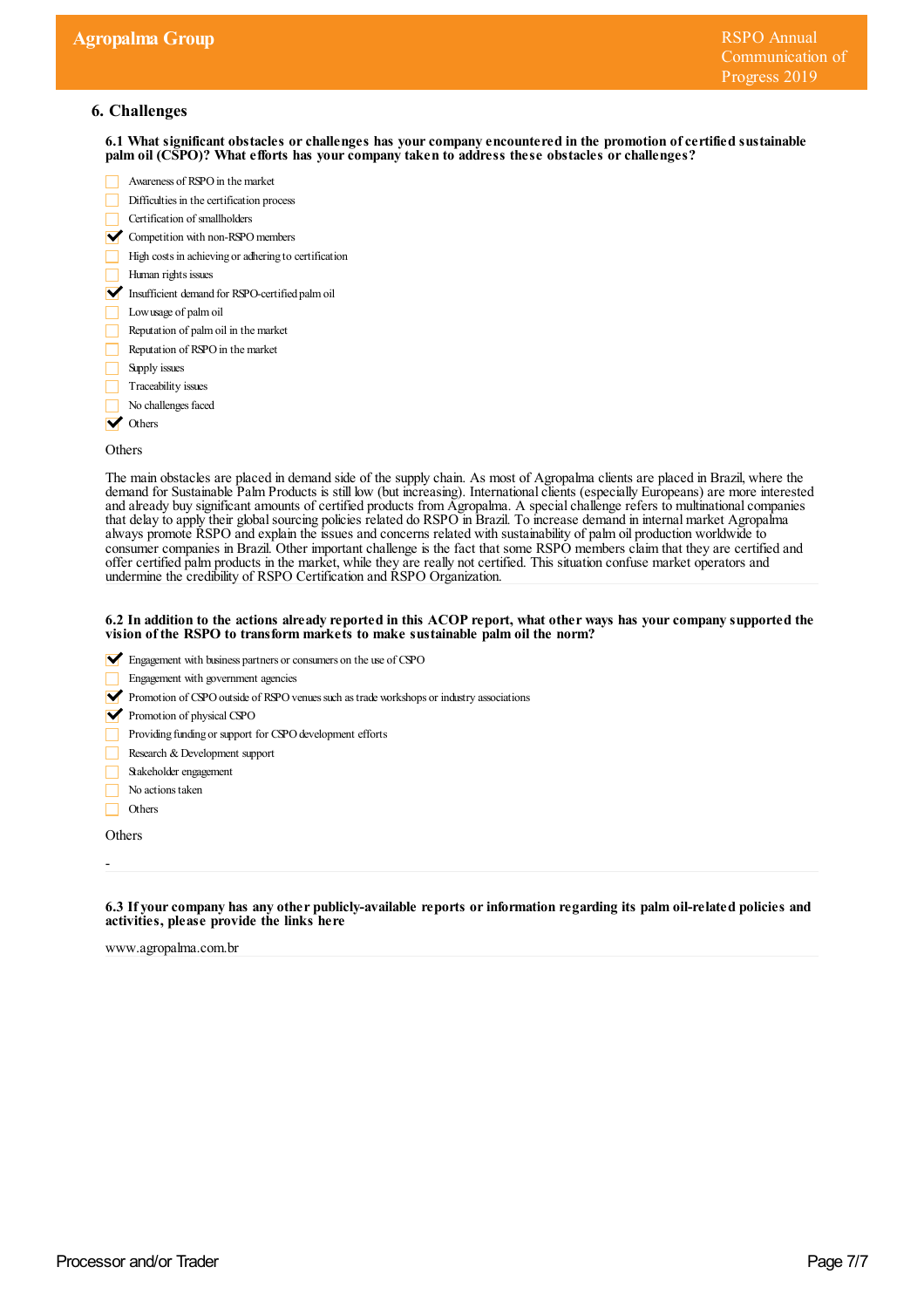## 6. Challenges

**6.1 What significant obstacles or challenges has your company encountered in the promotion of certified sustainable palm oil (CSPO)? What efforts has your company taken to address these obstacles or challenges?**

- [ ] Awareness of RSPO in the market
- [ ] Difficulties in the certification process
- [ ] Certification of smallholders
- [x] Competition with non-RSPO members
- [ ] High costs in achieving or adhering to certification
- [ ] Human rights issues
- [x] Insufficient demand for RSPO-certified palm oil
- [ ] Low usage of palm oil
- [ ] Reputation of palm oil in the market
- [ ] Reputation of RSPO in the market
- [ ] Supply issues
- [ ] Traceability issues
- [ ] No challenges faced
- [x] Others

Others

The main obstacles are placed in demand side of the supply chain. As most of Agropalma clients are placed in Brazil, where the demand for Sustainable Palm Products is still low (but increasing). International clients (especially Europeans) are more interested and already buy significant amounts of certified products from Agropalma. A special challenge refers to multinational companies that delay to apply their global sourcing policies related do RSPO in Brazil. To increase demand in internal market Agropalma always promote RSPO and explain the issues and concerns related with sustainability of palm oil production worldwide to consumer companies in Brazil. Other important challenge is the fact that some RSPO members claim that they are certified and offer certified palm products in the market, while they are really not certified. This situation confuse market operators and undermine the credibility of RSPO Certification and RSPO Organization.

**6.2 In addition to the actions already reported in this ACOP report, what other ways has your company supported the vision of the RSPO to transform markets to make sustainable palm oil the norm?**

- [x] Engagement with business partners or consumers on the use of CSPO
- [ ] Engagement with government agencies
- [x] Promotion of CSPO outside of RSPO venues such as trade workshops or industry associations
- [x] Promotion of physical CSPO
- [ ] Providing funding or support for CSPO development efforts
- [ ] Research & Development support
- [ ] Stakeholder engagement
- [ ] No actions taken
- [ ] Others

Others

-

**6.3 If your company has any other publicly-available reports or information regarding its palm oil-related policies and activities, please provide the links here**

www.agropalma.com.br